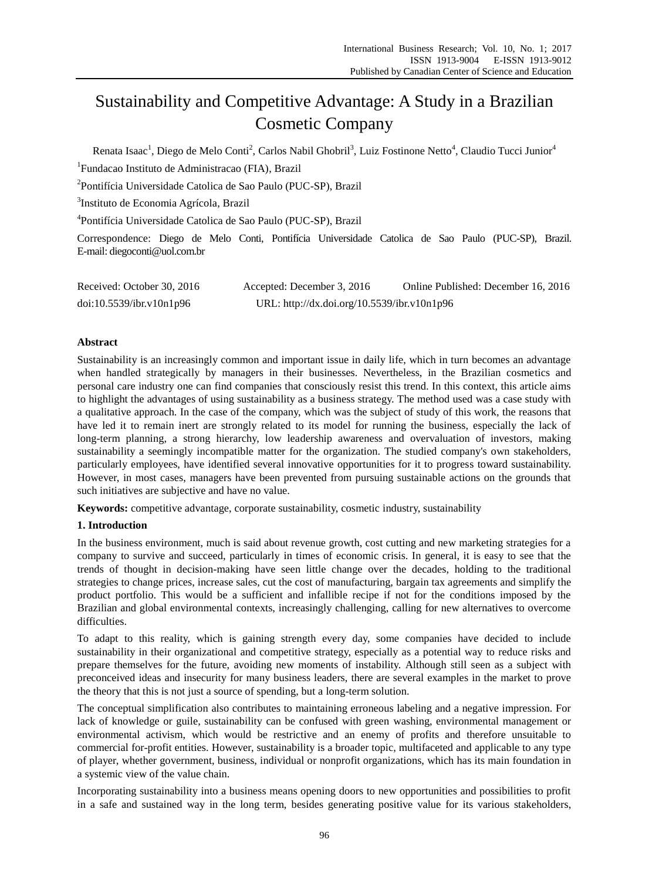# Sustainability and Competitive Advantage: A Study in a Brazilian Cosmetic Company

Renata Isaac[1], Diego de Melo Conti[2], Carlos Nabil Ghobril[3], Luiz Fostinone Netto[4], Claudio Tucci Junior[4]

[1]Fundacao Instituto de Administracao (FIA), Brazil

[2]Pontifícia Universidade Catolica de Sao Paulo (PUC-SP), Brazil

[3]Instituto de Economia Agrícola, Brazil

[4]Pontifícia Universidade Catolica de Sao Paulo (PUC-SP), Brazil

Correspondence: Diego de Melo Conti, Pontifícia Universidade Catolica de Sao Paulo (PUC-SP), Brazil. E-mail: diegoconti@uol.com.br

Received: October 30, 2016 Accepted: December 3, 2016 Online Published: December 16, 2016

doi:10.5539/ibr.v10n1p96 URL: http://dx.doi.org/10.5539/ibr.v10n1p96

## Abstract

Sustainability is an increasingly common and important issue in daily life, which in turn becomes an advantage when handled strategically by managers in their businesses. Nevertheless, in the Brazilian cosmetics and personal care industry one can find companies that consciously resist this trend. In this context, this article aims to highlight the advantages of using sustainability as a business strategy. The method used was a case study with a qualitative approach. In the case of the company, which was the subject of study of this work, the reasons that have led it to remain inert are strongly related to its model for running the business, especially the lack of long-term planning, a strong hierarchy, low leadership awareness and overvaluation of investors, making sustainability a seemingly incompatible matter for the organization. The studied company's own stakeholders, particularly employees, have identified several innovative opportunities for it to progress toward sustainability. However, in most cases, managers have been prevented from pursuing sustainable actions on the grounds that such initiatives are subjective and have no value.

**Keywords:** competitive advantage, corporate sustainability, cosmetic industry, sustainability

## 1. Introduction

In the business environment, much is said about revenue growth, cost cutting and new marketing strategies for a company to survive and succeed, particularly in times of economic crisis. In general, it is easy to see that the trends of thought in decision-making have seen little change over the decades, holding to the traditional strategies to change prices, increase sales, cut the cost of manufacturing, bargain tax agreements and simplify the product portfolio. This would be a sufficient and infallible recipe if not for the conditions imposed by the Brazilian and global environmental contexts, increasingly challenging, calling for new alternatives to overcome difficulties.

To adapt to this reality, which is gaining strength every day, some companies have decided to include sustainability in their organizational and competitive strategy, especially as a potential way to reduce risks and prepare themselves for the future, avoiding new moments of instability. Although still seen as a subject with preconceived ideas and insecurity for many business leaders, there are several examples in the market to prove the theory that this is not just a source of spending, but a long-term solution.

The conceptual simplification also contributes to maintaining erroneous labeling and a negative impression. For lack of knowledge or guile, sustainability can be confused with green washing, environmental management or environmental activism, which would be restrictive and an enemy of profits and therefore unsuitable to commercial for-profit entities. However, sustainability is a broader topic, multifaceted and applicable to any type of player, whether government, business, individual or nonprofit organizations, which has its main foundation in a systemic view of the value chain.

Incorporating sustainability into a business means opening doors to new opportunities and possibilities to profit in a safe and sustained way in the long term, besides generating positive value for its various stakeholders,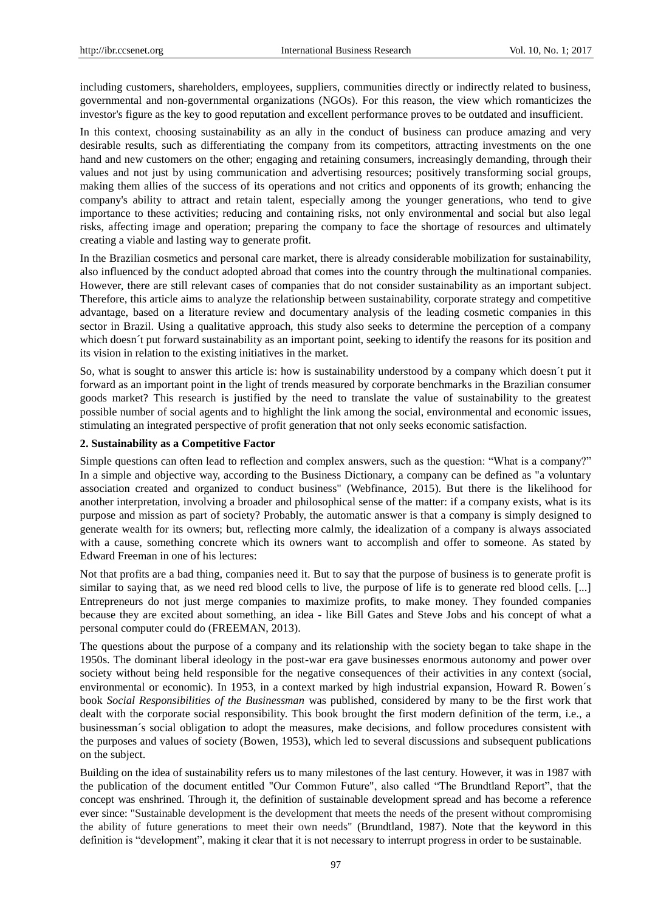including customers, shareholders, employees, suppliers, communities directly or indirectly related to business, governmental and non-governmental organizations (NGOs). For this reason, the view which romanticizes the investor's figure as the key to good reputation and excellent performance proves to be outdated and insufficient.

In this context, choosing sustainability as an ally in the conduct of business can produce amazing and very desirable results, such as differentiating the company from its competitors, attracting investments on the one hand and new customers on the other; engaging and retaining consumers, increasingly demanding, through their values and not just by using communication and advertising resources; positively transforming social groups, making them allies of the success of its operations and not critics and opponents of its growth; enhancing the company's ability to attract and retain talent, especially among the younger generations, who tend to give importance to these activities; reducing and containing risks, not only environmental and social but also legal risks, affecting image and operation; preparing the company to face the shortage of resources and ultimately creating a viable and lasting way to generate profit.

In the Brazilian cosmetics and personal care market, there is already considerable mobilization for sustainability, also influenced by the conduct adopted abroad that comes into the country through the multinational companies. However, there are still relevant cases of companies that do not consider sustainability as an important subject. Therefore, this article aims to analyze the relationship between sustainability, corporate strategy and competitive advantage, based on a literature review and documentary analysis of the leading cosmetic companies in this sector in Brazil. Using a qualitative approach, this study also seeks to determine the perception of a company which doesn´t put forward sustainability as an important point, seeking to identify the reasons for its position and its vision in relation to the existing initiatives in the market.

So, what is sought to answer this article is: how is sustainability understood by a company which doesn´t put it forward as an important point in the light of trends measured by corporate benchmarks in the Brazilian consumer goods market? This research is justified by the need to translate the value of sustainability to the greatest possible number of social agents and to highlight the link among the social, environmental and economic issues, stimulating an integrated perspective of profit generation that not only seeks economic satisfaction.

## 2. Sustainability as a Competitive Factor

Simple questions can often lead to reflection and complex answers, such as the question: "What is a company?" In a simple and objective way, according to the Business Dictionary, a company can be defined as "a voluntary association created and organized to conduct business" (Webfinance, 2015). But there is the likelihood for another interpretation, involving a broader and philosophical sense of the matter: if a company exists, what is its purpose and mission as part of society? Probably, the automatic answer is that a company is simply designed to generate wealth for its owners; but, reflecting more calmly, the idealization of a company is always associated with a cause, something concrete which its owners want to accomplish and offer to someone. As stated by Edward Freeman in one of his lectures:

Not that profits are a bad thing, companies need it. But to say that the purpose of business is to generate profit is similar to saying that, as we need red blood cells to live, the purpose of life is to generate red blood cells. [...] Entrepreneurs do not just merge companies to maximize profits, to make money. They founded companies because they are excited about something, an idea - like Bill Gates and Steve Jobs and his concept of what a personal computer could do (FREEMAN, 2013).

The questions about the purpose of a company and its relationship with the society began to take shape in the 1950s. The dominant liberal ideology in the post-war era gave businesses enormous autonomy and power over society without being held responsible for the negative consequences of their activities in any context (social, environmental or economic). In 1953, in a context marked by high industrial expansion, Howard R. Bowen´s book *Social Responsibilities of the Businessman* was published, considered by many to be the first work that dealt with the corporate social responsibility. This book brought the first modern definition of the term, i.e., a businessman´s social obligation to adopt the measures, make decisions, and follow procedures consistent with the purposes and values of society (Bowen, 1953), which led to several discussions and subsequent publications on the subject.

Building on the idea of sustainability refers us to many milestones of the last century. However, it was in 1987 with the publication of the document entitled "Our Common Future", also called "The Brundtland Report", that the concept was enshrined. Through it, the definition of sustainable development spread and has become a reference ever since: "Sustainable development is the development that meets the needs of the present without compromising the ability of future generations to meet their own needs" (Brundtland, 1987). Note that the keyword in this definition is "development", making it clear that it is not necessary to interrupt progress in order to be sustainable.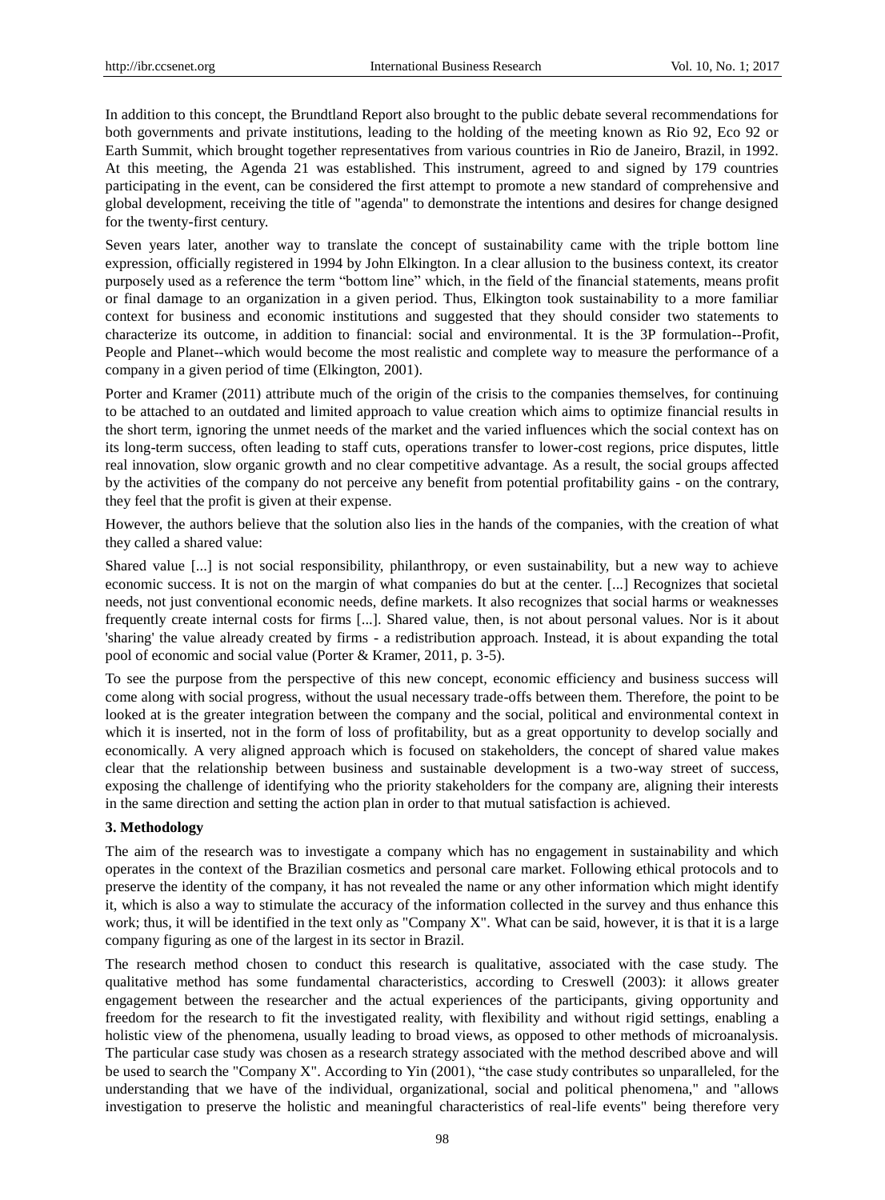In addition to this concept, the Brundtland Report also brought to the public debate several recommendations for both governments and private institutions, leading to the holding of the meeting known as Rio 92, Eco 92 or Earth Summit, which brought together representatives from various countries in Rio de Janeiro, Brazil, in 1992. At this meeting, the Agenda 21 was established. This instrument, agreed to and signed by 179 countries participating in the event, can be considered the first attempt to promote a new standard of comprehensive and global development, receiving the title of "agenda" to demonstrate the intentions and desires for change designed for the twenty-first century.

Seven years later, another way to translate the concept of sustainability came with the triple bottom line expression, officially registered in 1994 by John Elkington. In a clear allusion to the business context, its creator purposely used as a reference the term "bottom line" which, in the field of the financial statements, means profit or final damage to an organization in a given period. Thus, Elkington took sustainability to a more familiar context for business and economic institutions and suggested that they should consider two statements to characterize its outcome, in addition to financial: social and environmental. It is the 3P formulation--Profit, People and Planet--which would become the most realistic and complete way to measure the performance of a company in a given period of time (Elkington, 2001).

Porter and Kramer (2011) attribute much of the origin of the crisis to the companies themselves, for continuing to be attached to an outdated and limited approach to value creation which aims to optimize financial results in the short term, ignoring the unmet needs of the market and the varied influences which the social context has on its long-term success, often leading to staff cuts, operations transfer to lower-cost regions, price disputes, little real innovation, slow organic growth and no clear competitive advantage. As a result, the social groups affected by the activities of the company do not perceive any benefit from potential profitability gains - on the contrary, they feel that the profit is given at their expense.

However, the authors believe that the solution also lies in the hands of the companies, with the creation of what they called a shared value:

Shared value [...] is not social responsibility, philanthropy, or even sustainability, but a new way to achieve economic success. It is not on the margin of what companies do but at the center. [...] Recognizes that societal needs, not just conventional economic needs, define markets. It also recognizes that social harms or weaknesses frequently create internal costs for firms [...]. Shared value, then, is not about personal values. Nor is it about 'sharing' the value already created by firms - a redistribution approach. Instead, it is about expanding the total pool of economic and social value (Porter & Kramer, 2011, p. 3-5).

To see the purpose from the perspective of this new concept, economic efficiency and business success will come along with social progress, without the usual necessary trade-offs between them. Therefore, the point to be looked at is the greater integration between the company and the social, political and environmental context in which it is inserted, not in the form of loss of profitability, but as a great opportunity to develop socially and economically. A very aligned approach which is focused on stakeholders, the concept of shared value makes clear that the relationship between business and sustainable development is a two-way street of success, exposing the challenge of identifying who the priority stakeholders for the company are, aligning their interests in the same direction and setting the action plan in order to that mutual satisfaction is achieved.

## 3. Methodology

The aim of the research was to investigate a company which has no engagement in sustainability and which operates in the context of the Brazilian cosmetics and personal care market. Following ethical protocols and to preserve the identity of the company, it has not revealed the name or any other information which might identify it, which is also a way to stimulate the accuracy of the information collected in the survey and thus enhance this work; thus, it will be identified in the text only as "Company X". What can be said, however, it is that it is a large company figuring as one of the largest in its sector in Brazil.

The research method chosen to conduct this research is qualitative, associated with the case study. The qualitative method has some fundamental characteristics, according to Creswell (2003): it allows greater engagement between the researcher and the actual experiences of the participants, giving opportunity and freedom for the research to fit the investigated reality, with flexibility and without rigid settings, enabling a holistic view of the phenomena, usually leading to broad views, as opposed to other methods of microanalysis. The particular case study was chosen as a research strategy associated with the method described above and will be used to search the "Company X". According to Yin (2001), "the case study contributes so unparalleled, for the understanding that we have of the individual, organizational, social and political phenomena," and "allows investigation to preserve the holistic and meaningful characteristics of real-life events" being therefore very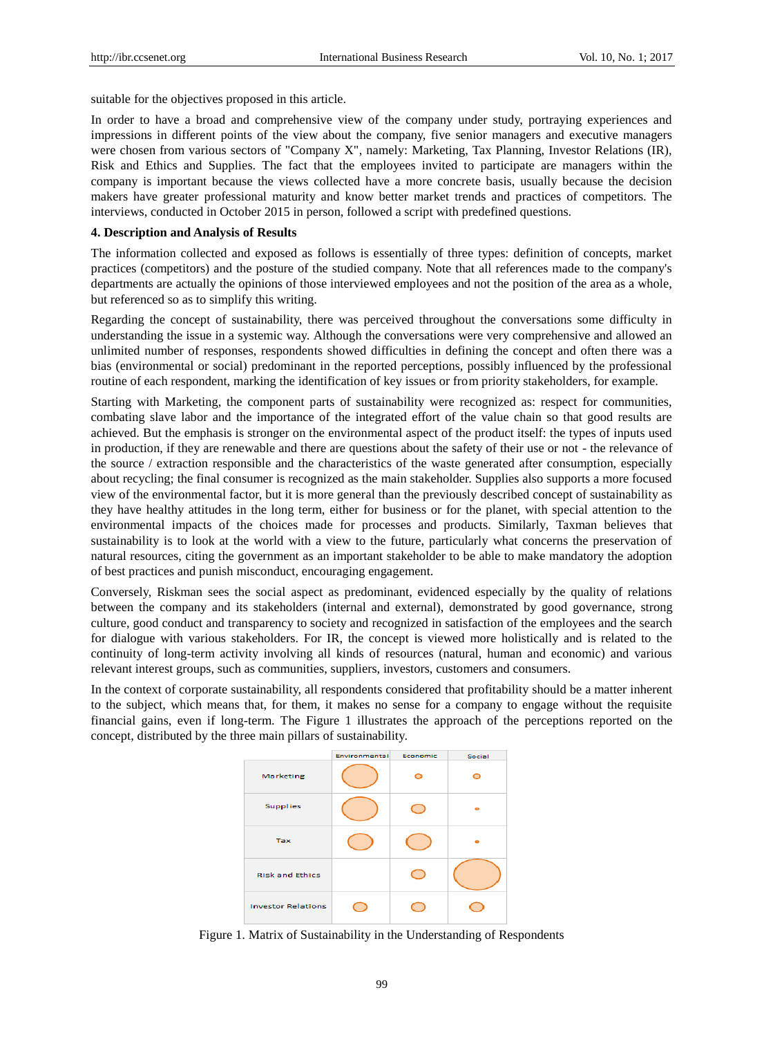suitable for the objectives proposed in this article.

In order to have a broad and comprehensive view of the company under study, portraying experiences and impressions in different points of the view about the company, five senior managers and executive managers were chosen from various sectors of "Company X", namely: Marketing, Tax Planning, Investor Relations (IR), Risk and Ethics and Supplies. The fact that the employees invited to participate are managers within the company is important because the views collected have a more concrete basis, usually because the decision makers have greater professional maturity and know better market trends and practices of competitors. The interviews, conducted in October 2015 in person, followed a script with predefined questions.

**4. Description and Analysis of Results**

The information collected and exposed as follows is essentially of three types: definition of concepts, market practices (competitors) and the posture of the studied company. Note that all references made to the company's departments are actually the opinions of those interviewed employees and not the position of the area as a whole, but referenced so as to simplify this writing.

Regarding the concept of sustainability, there was perceived throughout the conversations some difficulty in understanding the issue in a systemic way. Although the conversations were very comprehensive and allowed an unlimited number of responses, respondents showed difficulties in defining the concept and often there was a bias (environmental or social) predominant in the reported perceptions, possibly influenced by the professional routine of each respondent, marking the identification of key issues or from priority stakeholders, for example.

Starting with Marketing, the component parts of sustainability were recognized as: respect for communities, combating slave labor and the importance of the integrated effort of the value chain so that good results are achieved. But the emphasis is stronger on the environmental aspect of the product itself: the types of inputs used in production, if they are renewable and there are questions about the safety of their use or not - the relevance of the source / extraction responsible and the characteristics of the waste generated after consumption, especially about recycling; the final consumer is recognized as the main stakeholder. Supplies also supports a more focused view of the environmental factor, but it is more general than the previously described concept of sustainability as they have healthy attitudes in the long term, either for business or for the planet, with special attention to the environmental impacts of the choices made for processes and products. Similarly, Taxman believes that sustainability is to look at the world with a view to the future, particularly what concerns the preservation of natural resources, citing the government as an important stakeholder to be able to make mandatory the adoption of best practices and punish misconduct, encouraging engagement.

Conversely, Riskman sees the social aspect as predominant, evidenced especially by the quality of relations between the company and its stakeholders (internal and external), demonstrated by good governance, strong culture, good conduct and transparency to society and recognized in satisfaction of the employees and the search for dialogue with various stakeholders. For IR, the concept is viewed more holistically and is related to the continuity of long-term activity involving all kinds of resources (natural, human and economic) and various relevant interest groups, such as communities, suppliers, investors, customers and consumers.

In the context of corporate sustainability, all respondents considered that profitability should be a matter inherent to the subject, which means that, for them, it makes no sense for a company to engage without the requisite financial gains, even if long-term. The Figure 1 illustrates the approach of the perceptions reported on the concept, distributed by the three main pillars of sustainability.

Environmental
Economic
Social
Marketing
Supplies
Tax
Risk and Ethics
Investor Relations

Figure 1. Matrix of Sustainability in the Understanding of Respondents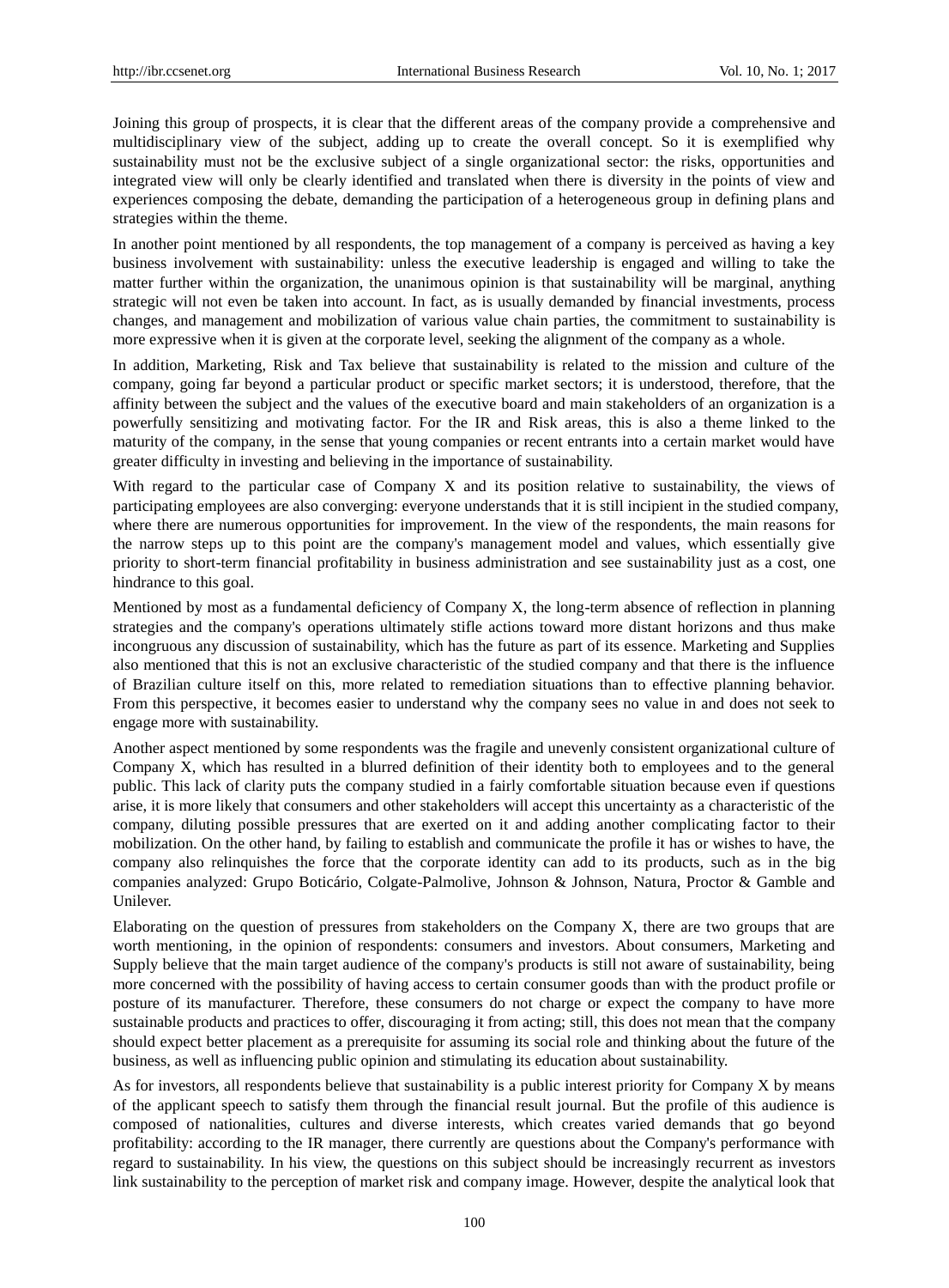Joining this group of prospects, it is clear that the different areas of the company provide a comprehensive and multidisciplinary view of the subject, adding up to create the overall concept. So it is exemplified why sustainability must not be the exclusive subject of a single organizational sector: the risks, opportunities and integrated view will only be clearly identified and translated when there is diversity in the points of view and experiences composing the debate, demanding the participation of a heterogeneous group in defining plans and strategies within the theme.

In another point mentioned by all respondents, the top management of a company is perceived as having a key business involvement with sustainability: unless the executive leadership is engaged and willing to take the matter further within the organization, the unanimous opinion is that sustainability will be marginal, anything strategic will not even be taken into account. In fact, as is usually demanded by financial investments, process changes, and management and mobilization of various value chain parties, the commitment to sustainability is more expressive when it is given at the corporate level, seeking the alignment of the company as a whole.

In addition, Marketing, Risk and Tax believe that sustainability is related to the mission and culture of the company, going far beyond a particular product or specific market sectors; it is understood, therefore, that the affinity between the subject and the values of the executive board and main stakeholders of an organization is a powerfully sensitizing and motivating factor. For the IR and Risk areas, this is also a theme linked to the maturity of the company, in the sense that young companies or recent entrants into a certain market would have greater difficulty in investing and believing in the importance of sustainability.

With regard to the particular case of Company X and its position relative to sustainability, the views of participating employees are also converging: everyone understands that it is still incipient in the studied company, where there are numerous opportunities for improvement. In the view of the respondents, the main reasons for the narrow steps up to this point are the company's management model and values, which essentially give priority to short-term financial profitability in business administration and see sustainability just as a cost, one hindrance to this goal.

Mentioned by most as a fundamental deficiency of Company X, the long-term absence of reflection in planning strategies and the company's operations ultimately stifle actions toward more distant horizons and thus make incongruous any discussion of sustainability, which has the future as part of its essence. Marketing and Supplies also mentioned that this is not an exclusive characteristic of the studied company and that there is the influence of Brazilian culture itself on this, more related to remediation situations than to effective planning behavior. From this perspective, it becomes easier to understand why the company sees no value in and does not seek to engage more with sustainability.

Another aspect mentioned by some respondents was the fragile and unevenly consistent organizational culture of Company X, which has resulted in a blurred definition of their identity both to employees and to the general public. This lack of clarity puts the company studied in a fairly comfortable situation because even if questions arise, it is more likely that consumers and other stakeholders will accept this uncertainty as a characteristic of the company, diluting possible pressures that are exerted on it and adding another complicating factor to their mobilization. On the other hand, by failing to establish and communicate the profile it has or wishes to have, the company also relinquishes the force that the corporate identity can add to its products, such as in the big companies analyzed: Grupo Boticário, Colgate-Palmolive, Johnson & Johnson, Natura, Proctor & Gamble and Unilever.

Elaborating on the question of pressures from stakeholders on the Company X, there are two groups that are worth mentioning, in the opinion of respondents: consumers and investors. About consumers, Marketing and Supply believe that the main target audience of the company's products is still not aware of sustainability, being more concerned with the possibility of having access to certain consumer goods than with the product profile or posture of its manufacturer. Therefore, these consumers do not charge or expect the company to have more sustainable products and practices to offer, discouraging it from acting; still, this does not mean that the company should expect better placement as a prerequisite for assuming its social role and thinking about the future of the business, as well as influencing public opinion and stimulating its education about sustainability.

As for investors, all respondents believe that sustainability is a public interest priority for Company X by means of the applicant speech to satisfy them through the financial result journal. But the profile of this audience is composed of nationalities, cultures and diverse interests, which creates varied demands that go beyond profitability: according to the IR manager, there currently are questions about the Company's performance with regard to sustainability. In his view, the questions on this subject should be increasingly recurrent as investors link sustainability to the perception of market risk and company image. However, despite the analytical look that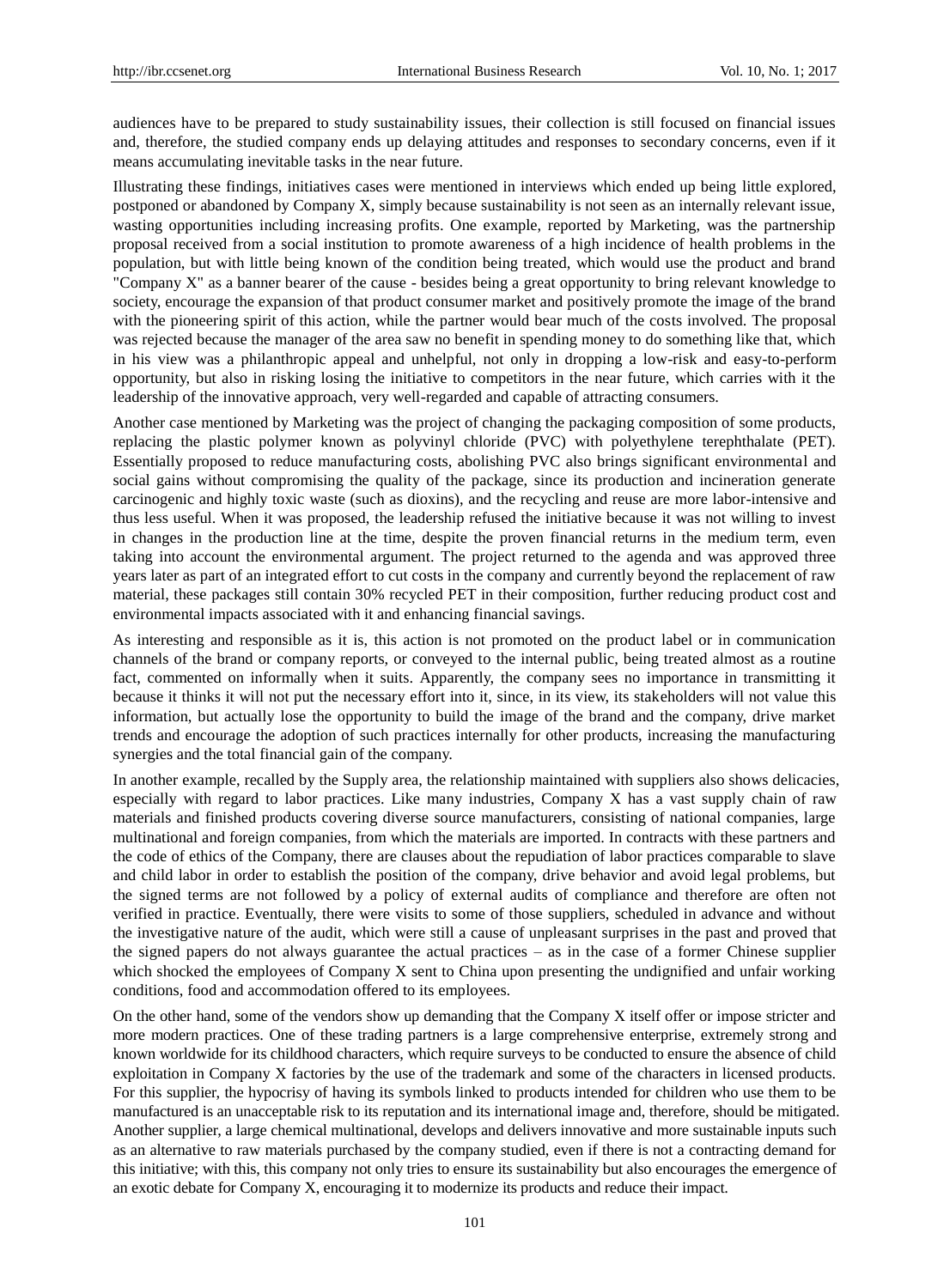audiences have to be prepared to study sustainability issues, their collection is still focused on financial issues and, therefore, the studied company ends up delaying attitudes and responses to secondary concerns, even if it means accumulating inevitable tasks in the near future.

Illustrating these findings, initiatives cases were mentioned in interviews which ended up being little explored, postponed or abandoned by Company X, simply because sustainability is not seen as an internally relevant issue, wasting opportunities including increasing profits. One example, reported by Marketing, was the partnership proposal received from a social institution to promote awareness of a high incidence of health problems in the population, but with little being known of the condition being treated, which would use the product and brand "Company X" as a banner bearer of the cause - besides being a great opportunity to bring relevant knowledge to society, encourage the expansion of that product consumer market and positively promote the image of the brand with the pioneering spirit of this action, while the partner would bear much of the costs involved. The proposal was rejected because the manager of the area saw no benefit in spending money to do something like that, which in his view was a philanthropic appeal and unhelpful, not only in dropping a low-risk and easy-to-perform opportunity, but also in risking losing the initiative to competitors in the near future, which carries with it the leadership of the innovative approach, very well-regarded and capable of attracting consumers.

Another case mentioned by Marketing was the project of changing the packaging composition of some products, replacing the plastic polymer known as polyvinyl chloride (PVC) with polyethylene terephthalate (PET). Essentially proposed to reduce manufacturing costs, abolishing PVC also brings significant environmental and social gains without compromising the quality of the package, since its production and incineration generate carcinogenic and highly toxic waste (such as dioxins), and the recycling and reuse are more labor-intensive and thus less useful. When it was proposed, the leadership refused the initiative because it was not willing to invest in changes in the production line at the time, despite the proven financial returns in the medium term, even taking into account the environmental argument. The project returned to the agenda and was approved three years later as part of an integrated effort to cut costs in the company and currently beyond the replacement of raw material, these packages still contain 30% recycled PET in their composition, further reducing product cost and environmental impacts associated with it and enhancing financial savings.

As interesting and responsible as it is, this action is not promoted on the product label or in communication channels of the brand or company reports, or conveyed to the internal public, being treated almost as a routine fact, commented on informally when it suits. Apparently, the company sees no importance in transmitting it because it thinks it will not put the necessary effort into it, since, in its view, its stakeholders will not value this information, but actually lose the opportunity to build the image of the brand and the company, drive market trends and encourage the adoption of such practices internally for other products, increasing the manufacturing synergies and the total financial gain of the company.

In another example, recalled by the Supply area, the relationship maintained with suppliers also shows delicacies, especially with regard to labor practices. Like many industries, Company X has a vast supply chain of raw materials and finished products covering diverse source manufacturers, consisting of national companies, large multinational and foreign companies, from which the materials are imported. In contracts with these partners and the code of ethics of the Company, there are clauses about the repudiation of labor practices comparable to slave and child labor in order to establish the position of the company, drive behavior and avoid legal problems, but the signed terms are not followed by a policy of external audits of compliance and therefore are often not verified in practice. Eventually, there were visits to some of those suppliers, scheduled in advance and without the investigative nature of the audit, which were still a cause of unpleasant surprises in the past and proved that the signed papers do not always guarantee the actual practices – as in the case of a former Chinese supplier which shocked the employees of Company X sent to China upon presenting the undignified and unfair working conditions, food and accommodation offered to its employees.

On the other hand, some of the vendors show up demanding that the Company X itself offer or impose stricter and more modern practices. One of these trading partners is a large comprehensive enterprise, extremely strong and known worldwide for its childhood characters, which require surveys to be conducted to ensure the absence of child exploitation in Company X factories by the use of the trademark and some of the characters in licensed products. For this supplier, the hypocrisy of having its symbols linked to products intended for children who use them to be manufactured is an unacceptable risk to its reputation and its international image and, therefore, should be mitigated. Another supplier, a large chemical multinational, develops and delivers innovative and more sustainable inputs such as an alternative to raw materials purchased by the company studied, even if there is not a contracting demand for this initiative; with this, this company not only tries to ensure its sustainability but also encourages the emergence of an exotic debate for Company X, encouraging it to modernize its products and reduce their impact.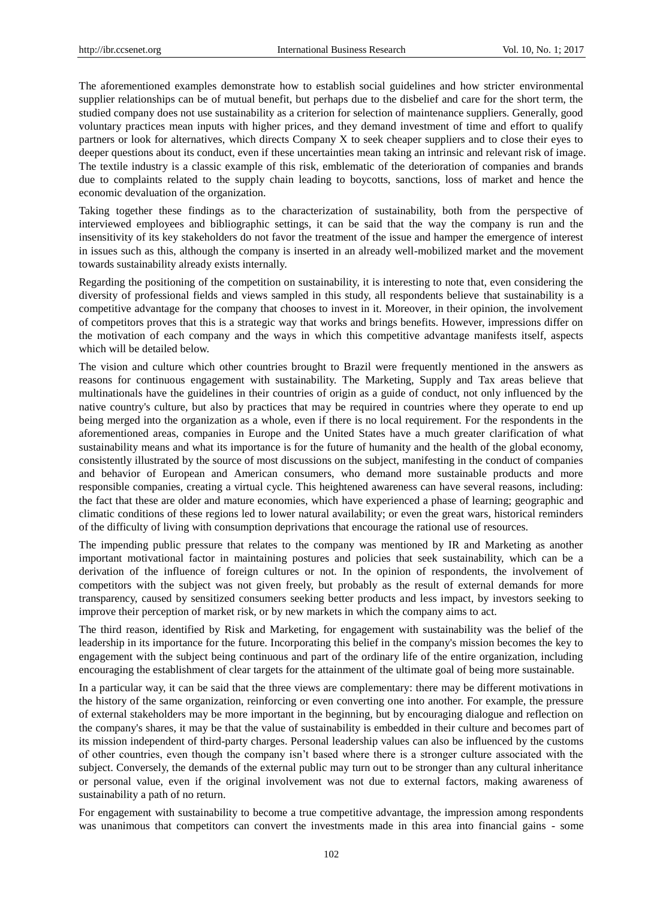The aforementioned examples demonstrate how to establish social guidelines and how stricter environmental supplier relationships can be of mutual benefit, but perhaps due to the disbelief and care for the short term, the studied company does not use sustainability as a criterion for selection of maintenance suppliers. Generally, good voluntary practices mean inputs with higher prices, and they demand investment of time and effort to qualify partners or look for alternatives, which directs Company X to seek cheaper suppliers and to close their eyes to deeper questions about its conduct, even if these uncertainties mean taking an intrinsic and relevant risk of image. The textile industry is a classic example of this risk, emblematic of the deterioration of companies and brands due to complaints related to the supply chain leading to boycotts, sanctions, loss of market and hence the economic devaluation of the organization.

Taking together these findings as to the characterization of sustainability, both from the perspective of interviewed employees and bibliographic settings, it can be said that the way the company is run and the insensitivity of its key stakeholders do not favor the treatment of the issue and hamper the emergence of interest in issues such as this, although the company is inserted in an already well-mobilized market and the movement towards sustainability already exists internally.

Regarding the positioning of the competition on sustainability, it is interesting to note that, even considering the diversity of professional fields and views sampled in this study, all respondents believe that sustainability is a competitive advantage for the company that chooses to invest in it. Moreover, in their opinion, the involvement of competitors proves that this is a strategic way that works and brings benefits. However, impressions differ on the motivation of each company and the ways in which this competitive advantage manifests itself, aspects which will be detailed below.

The vision and culture which other countries brought to Brazil were frequently mentioned in the answers as reasons for continuous engagement with sustainability. The Marketing, Supply and Tax areas believe that multinationals have the guidelines in their countries of origin as a guide of conduct, not only influenced by the native country's culture, but also by practices that may be required in countries where they operate to end up being merged into the organization as a whole, even if there is no local requirement. For the respondents in the aforementioned areas, companies in Europe and the United States have a much greater clarification of what sustainability means and what its importance is for the future of humanity and the health of the global economy, consistently illustrated by the source of most discussions on the subject, manifesting in the conduct of companies and behavior of European and American consumers, who demand more sustainable products and more responsible companies, creating a virtual cycle. This heightened awareness can have several reasons, including: the fact that these are older and mature economies, which have experienced a phase of learning; geographic and climatic conditions of these regions led to lower natural availability; or even the great wars, historical reminders of the difficulty of living with consumption deprivations that encourage the rational use of resources.

The impending public pressure that relates to the company was mentioned by IR and Marketing as another important motivational factor in maintaining postures and policies that seek sustainability, which can be a derivation of the influence of foreign cultures or not. In the opinion of respondents, the involvement of competitors with the subject was not given freely, but probably as the result of external demands for more transparency, caused by sensitized consumers seeking better products and less impact, by investors seeking to improve their perception of market risk, or by new markets in which the company aims to act.

The third reason, identified by Risk and Marketing, for engagement with sustainability was the belief of the leadership in its importance for the future. Incorporating this belief in the company's mission becomes the key to engagement with the subject being continuous and part of the ordinary life of the entire organization, including encouraging the establishment of clear targets for the attainment of the ultimate goal of being more sustainable.

In a particular way, it can be said that the three views are complementary: there may be different motivations in the history of the same organization, reinforcing or even converting one into another. For example, the pressure of external stakeholders may be more important in the beginning, but by encouraging dialogue and reflection on the company's shares, it may be that the value of sustainability is embedded in their culture and becomes part of its mission independent of third-party charges. Personal leadership values can also be influenced by the customs of other countries, even though the company isn't based where there is a stronger culture associated with the subject. Conversely, the demands of the external public may turn out to be stronger than any cultural inheritance or personal value, even if the original involvement was not due to external factors, making awareness of sustainability a path of no return.

For engagement with sustainability to become a true competitive advantage, the impression among respondents was unanimous that competitors can convert the investments made in this area into financial gains - some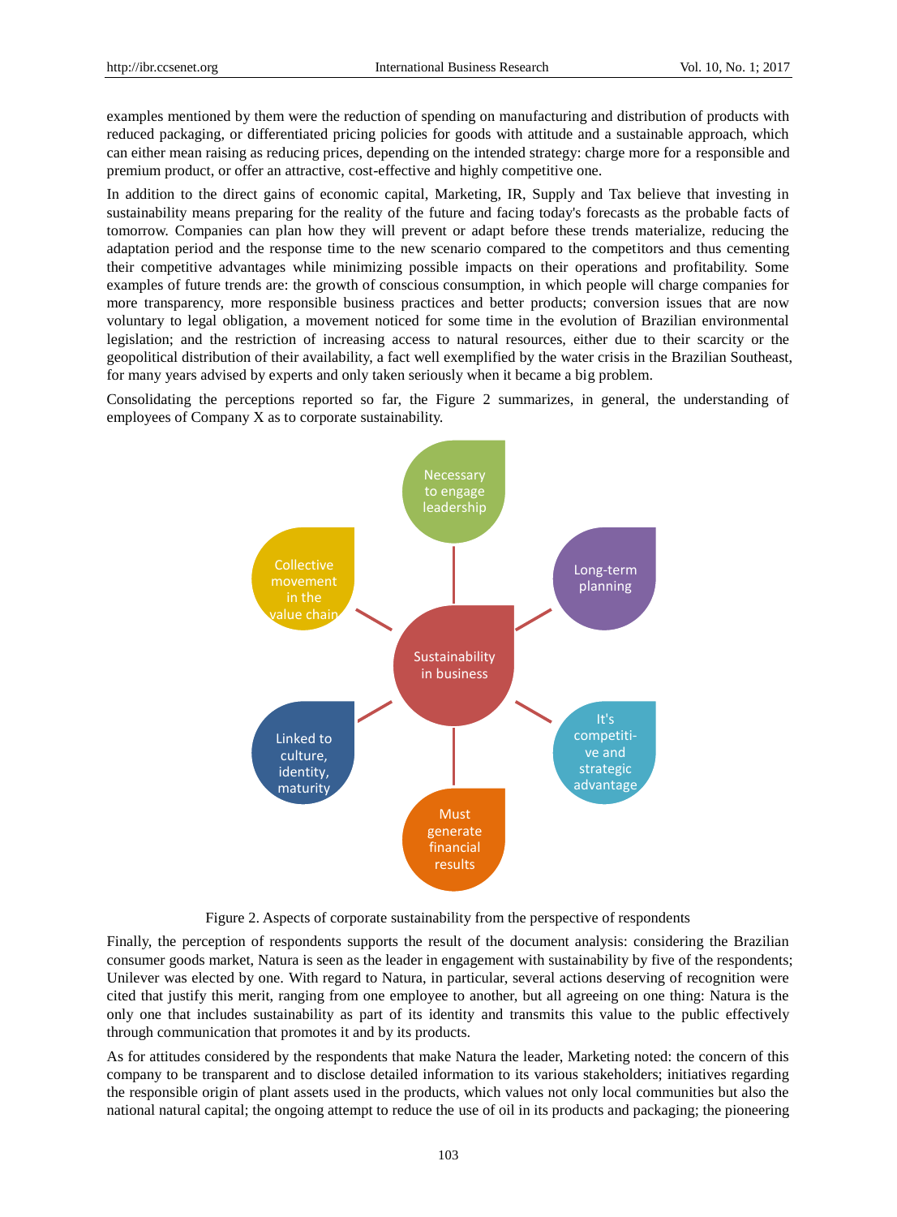examples mentioned by them were the reduction of spending on manufacturing and distribution of products with reduced packaging, or differentiated pricing policies for goods with attitude and a sustainable approach, which can either mean raising as reducing prices, depending on the intended strategy: charge more for a responsible and premium product, or offer an attractive, cost-effective and highly competitive one.

In addition to the direct gains of economic capital, Marketing, IR, Supply and Tax believe that investing in sustainability means preparing for the reality of the future and facing today's forecasts as the probable facts of tomorrow. Companies can plan how they will prevent or adapt before these trends materialize, reducing the adaptation period and the response time to the new scenario compared to the competitors and thus cementing their competitive advantages while minimizing possible impacts on their operations and profitability. Some examples of future trends are: the growth of conscious consumption, in which people will charge companies for more transparency, more responsible business practices and better products; conversion issues that are now voluntary to legal obligation, a movement noticed for some time in the evolution of Brazilian environmental legislation; and the restriction of increasing access to natural resources, either due to their scarcity or the geopolitical distribution of their availability, a fact well exemplified by the water crisis in the Brazilian Southeast, for many years advised by experts and only taken seriously when it became a big problem.

Consolidating the perceptions reported so far, the Figure 2 summarizes, in general, the understanding of employees of Company X as to corporate sustainability.

Sustainability in business

Necessary to engage leadership

Long-term planning

It's competitive and strategic advantage

Must generate financial results

Linked to culture, identity, maturity

Collective movement in the value chain

Figure 2. Aspects of corporate sustainability from the perspective of respondents

Finally, the perception of respondents supports the result of the document analysis: considering the Brazilian consumer goods market, Natura is seen as the leader in engagement with sustainability by five of the respondents; Unilever was elected by one. With regard to Natura, in particular, several actions deserving of recognition were cited that justify this merit, ranging from one employee to another, but all agreeing on one thing: Natura is the only one that includes sustainability as part of its identity and transmits this value to the public effectively through communication that promotes it and by its products.

As for attitudes considered by the respondents that make Natura the leader, Marketing noted: the concern of this company to be transparent and to disclose detailed information to its various stakeholders; initiatives regarding the responsible origin of plant assets used in the products, which values not only local communities but also the national natural capital; the ongoing attempt to reduce the use of oil in its products and packaging; the pioneering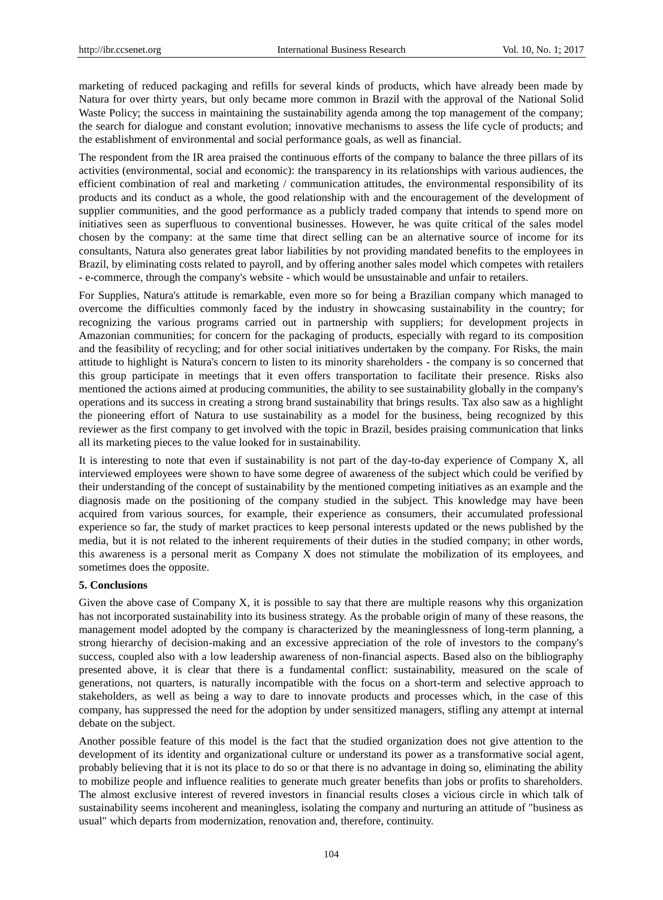marketing of reduced packaging and refills for several kinds of products, which have already been made by Natura for over thirty years, but only became more common in Brazil with the approval of the National Solid Waste Policy; the success in maintaining the sustainability agenda among the top management of the company; the search for dialogue and constant evolution; innovative mechanisms to assess the life cycle of products; and the establishment of environmental and social performance goals, as well as financial.

The respondent from the IR area praised the continuous efforts of the company to balance the three pillars of its activities (environmental, social and economic): the transparency in its relationships with various audiences, the efficient combination of real and marketing / communication attitudes, the environmental responsibility of its products and its conduct as a whole, the good relationship with and the encouragement of the development of supplier communities, and the good performance as a publicly traded company that intends to spend more on initiatives seen as superfluous to conventional businesses. However, he was quite critical of the sales model chosen by the company: at the same time that direct selling can be an alternative source of income for its consultants, Natura also generates great labor liabilities by not providing mandated benefits to the employees in Brazil, by eliminating costs related to payroll, and by offering another sales model which competes with retailers - e-commerce, through the company's website - which would be unsustainable and unfair to retailers.

For Supplies, Natura's attitude is remarkable, even more so for being a Brazilian company which managed to overcome the difficulties commonly faced by the industry in showcasing sustainability in the country; for recognizing the various programs carried out in partnership with suppliers; for development projects in Amazonian communities; for concern for the packaging of products, especially with regard to its composition and the feasibility of recycling; and for other social initiatives undertaken by the company. For Risks, the main attitude to highlight is Natura's concern to listen to its minority shareholders - the company is so concerned that this group participate in meetings that it even offers transportation to facilitate their presence. Risks also mentioned the actions aimed at producing communities, the ability to see sustainability globally in the company's operations and its success in creating a strong brand sustainability that brings results. Tax also saw as a highlight the pioneering effort of Natura to use sustainability as a model for the business, being recognized by this reviewer as the first company to get involved with the topic in Brazil, besides praising communication that links all its marketing pieces to the value looked for in sustainability.

It is interesting to note that even if sustainability is not part of the day-to-day experience of Company X, all interviewed employees were shown to have some degree of awareness of the subject which could be verified by their understanding of the concept of sustainability by the mentioned competing initiatives as an example and the diagnosis made on the positioning of the company studied in the subject. This knowledge may have been acquired from various sources, for example, their experience as consumers, their accumulated professional experience so far, the study of market practices to keep personal interests updated or the news published by the media, but it is not related to the inherent requirements of their duties in the studied company; in other words, this awareness is a personal merit as Company X does not stimulate the mobilization of its employees, and sometimes does the opposite.

## 5. Conclusions

Given the above case of Company X, it is possible to say that there are multiple reasons why this organization has not incorporated sustainability into its business strategy. As the probable origin of many of these reasons, the management model adopted by the company is characterized by the meaninglessness of long-term planning, a strong hierarchy of decision-making and an excessive appreciation of the role of investors to the company's success, coupled also with a low leadership awareness of non-financial aspects. Based also on the bibliography presented above, it is clear that there is a fundamental conflict: sustainability, measured on the scale of generations, not quarters, is naturally incompatible with the focus on a short-term and selective approach to stakeholders, as well as being a way to dare to innovate products and processes which, in the case of this company, has suppressed the need for the adoption by under sensitized managers, stifling any attempt at internal debate on the subject.

Another possible feature of this model is the fact that the studied organization does not give attention to the development of its identity and organizational culture or understand its power as a transformative social agent, probably believing that it is not its place to do so or that there is no advantage in doing so, eliminating the ability to mobilize people and influence realities to generate much greater benefits than jobs or profits to shareholders. The almost exclusive interest of revered investors in financial results closes a vicious circle in which talk of sustainability seems incoherent and meaningless, isolating the company and nurturing an attitude of "business as usual" which departs from modernization, renovation and, therefore, continuity.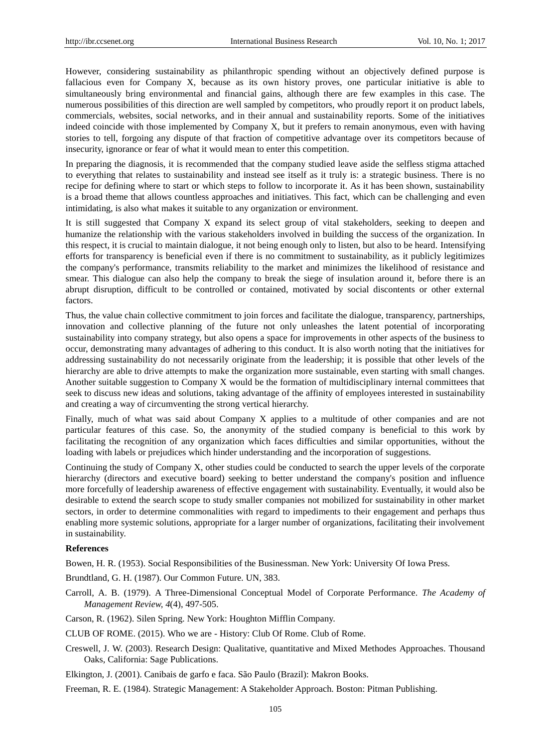However, considering sustainability as philanthropic spending without an objectively defined purpose is fallacious even for Company X, because as its own history proves, one particular initiative is able to simultaneously bring environmental and financial gains, although there are few examples in this case. The numerous possibilities of this direction are well sampled by competitors, who proudly report it on product labels, commercials, websites, social networks, and in their annual and sustainability reports. Some of the initiatives indeed coincide with those implemented by Company X, but it prefers to remain anonymous, even with having stories to tell, forgoing any dispute of that fraction of competitive advantage over its competitors because of insecurity, ignorance or fear of what it would mean to enter this competition.

In preparing the diagnosis, it is recommended that the company studied leave aside the selfless stigma attached to everything that relates to sustainability and instead see itself as it truly is: a strategic business. There is no recipe for defining where to start or which steps to follow to incorporate it. As it has been shown, sustainability is a broad theme that allows countless approaches and initiatives. This fact, which can be challenging and even intimidating, is also what makes it suitable to any organization or environment.

It is still suggested that Company X expand its select group of vital stakeholders, seeking to deepen and humanize the relationship with the various stakeholders involved in building the success of the organization. In this respect, it is crucial to maintain dialogue, it not being enough only to listen, but also to be heard. Intensifying efforts for transparency is beneficial even if there is no commitment to sustainability, as it publicly legitimizes the company's performance, transmits reliability to the market and minimizes the likelihood of resistance and smear. This dialogue can also help the company to break the siege of insulation around it, before there is an abrupt disruption, difficult to be controlled or contained, motivated by social discontents or other external factors.

Thus, the value chain collective commitment to join forces and facilitate the dialogue, transparency, partnerships, innovation and collective planning of the future not only unleashes the latent potential of incorporating sustainability into company strategy, but also opens a space for improvements in other aspects of the business to occur, demonstrating many advantages of adhering to this conduct. It is also worth noting that the initiatives for addressing sustainability do not necessarily originate from the leadership; it is possible that other levels of the hierarchy are able to drive attempts to make the organization more sustainable, even starting with small changes. Another suitable suggestion to Company X would be the formation of multidisciplinary internal committees that seek to discuss new ideas and solutions, taking advantage of the affinity of employees interested in sustainability and creating a way of circumventing the strong vertical hierarchy.

Finally, much of what was said about Company X applies to a multitude of other companies and are not particular features of this case. So, the anonymity of the studied company is beneficial to this work by facilitating the recognition of any organization which faces difficulties and similar opportunities, without the loading with labels or prejudices which hinder understanding and the incorporation of suggestions.

Continuing the study of Company X, other studies could be conducted to search the upper levels of the corporate hierarchy (directors and executive board) seeking to better understand the company's position and influence more forcefully of leadership awareness of effective engagement with sustainability. Eventually, it would also be desirable to extend the search scope to study smaller companies not mobilized for sustainability in other market sectors, in order to determine commonalities with regard to impediments to their engagement and perhaps thus enabling more systemic solutions, appropriate for a larger number of organizations, facilitating their involvement in sustainability.

**References**

Bowen, H. R. (1953). Social Responsibilities of the Businessman. New York: University Of Iowa Press.

Brundtland, G. H. (1987). Our Common Future. UN, 383.

Carroll, A. B. (1979). A Three-Dimensional Conceptual Model of Corporate Performance. *The Academy of Management Review, 4*(4), 497-505.

Carson, R. (1962). Silen Spring. New York: Houghton Mifflin Company.

CLUB OF ROME. (2015). Who we are - History: Club Of Rome. Club of Rome.

Creswell, J. W. (2003). Research Design: Qualitative, quantitative and Mixed Methodes Approaches. Thousand Oaks, California: Sage Publications.

Elkington, J. (2001). Canibais de garfo e faca. São Paulo (Brazil): Makron Books.

Freeman, R. E. (1984). Strategic Management: A Stakeholder Approach. Boston: Pitman Publishing.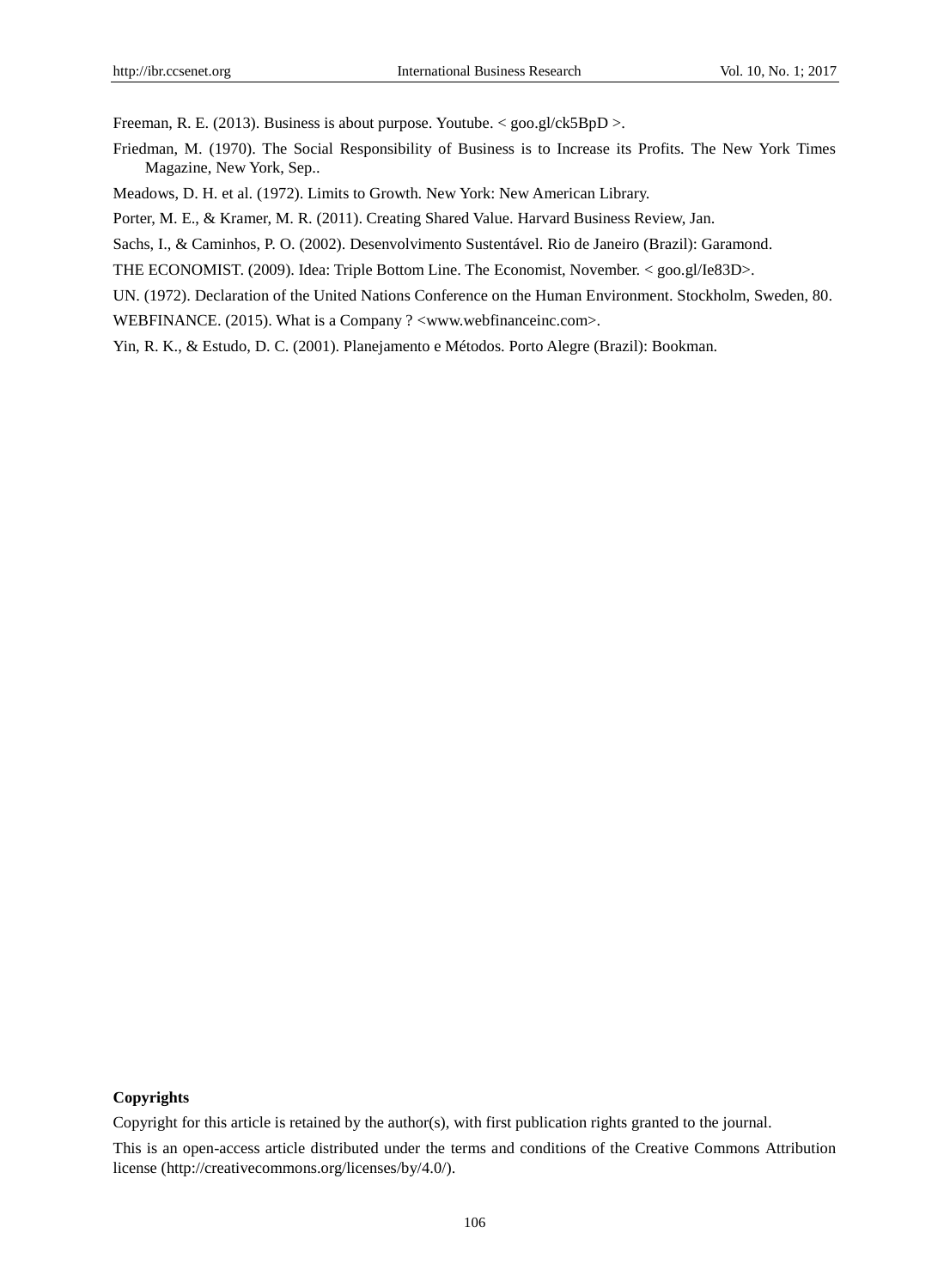Freeman, R. E. (2013). Business is about purpose. Youtube. < goo.gl/ck5BpD >.

Friedman, M. (1970). The Social Responsibility of Business is to Increase its Profits. The New York Times Magazine, New York, Sep..

Meadows, D. H. et al. (1972). Limits to Growth. New York: New American Library.

Porter, M. E., & Kramer, M. R. (2011). Creating Shared Value. Harvard Business Review, Jan.

Sachs, I., & Caminhos, P. O. (2002). Desenvolvimento Sustentável. Rio de Janeiro (Brazil): Garamond.

THE ECONOMIST. (2009). Idea: Triple Bottom Line. The Economist, November. < goo.gl/Ie83D>.

UN. (1972). Declaration of the United Nations Conference on the Human Environment. Stockholm, Sweden, 80.

WEBFINANCE. (2015). What is a Company ? <www.webfinanceinc.com>.

Yin, R. K., & Estudo, D. C. (2001). Planejamento e Métodos. Porto Alegre (Brazil): Bookman.

**Copyrights**

Copyright for this article is retained by the author(s), with first publication rights granted to the journal.

This is an open-access article distributed under the terms and conditions of the Creative Commons Attribution license (http://creativecommons.org/licenses/by/4.0/).